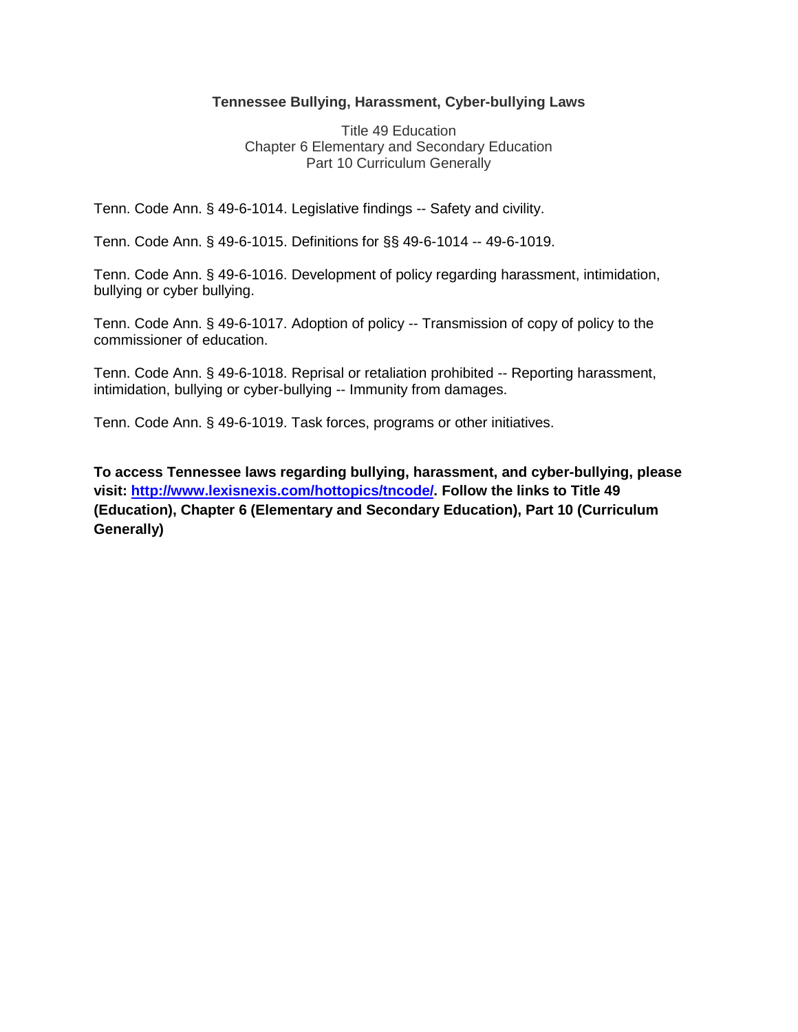# Tennessee Bullying, Harassment, Cyber-bullying Laws

Title 49 Education
Chapter 6 Elementary and Secondary Education
Part 10 Curriculum Generally

Tenn. Code Ann. § 49-6-1014. Legislative findings -- Safety and civility.

Tenn. Code Ann. § 49-6-1015. Definitions for §§ 49-6-1014 -- 49-6-1019.

Tenn. Code Ann. § 49-6-1016. Development of policy regarding harassment, intimidation, bullying or cyber bullying.

Tenn. Code Ann. § 49-6-1017. Adoption of policy -- Transmission of copy of policy to the commissioner of education.

Tenn. Code Ann. § 49-6-1018. Reprisal or retaliation prohibited -- Reporting harassment, intimidation, bullying or cyber-bullying -- Immunity from damages.

Tenn. Code Ann. § 49-6-1019. Task forces, programs or other initiatives.

**To access Tennessee laws regarding bullying, harassment, and cyber-bullying, please visit: [http://www.lexisnexis.com/hottopics/tncode/](http://www.lexisnexis.com/hottopics/tncode/). Follow the links to Title 49 (Education), Chapter 6 (Elementary and Secondary Education), Part 10 (Curriculum Generally)**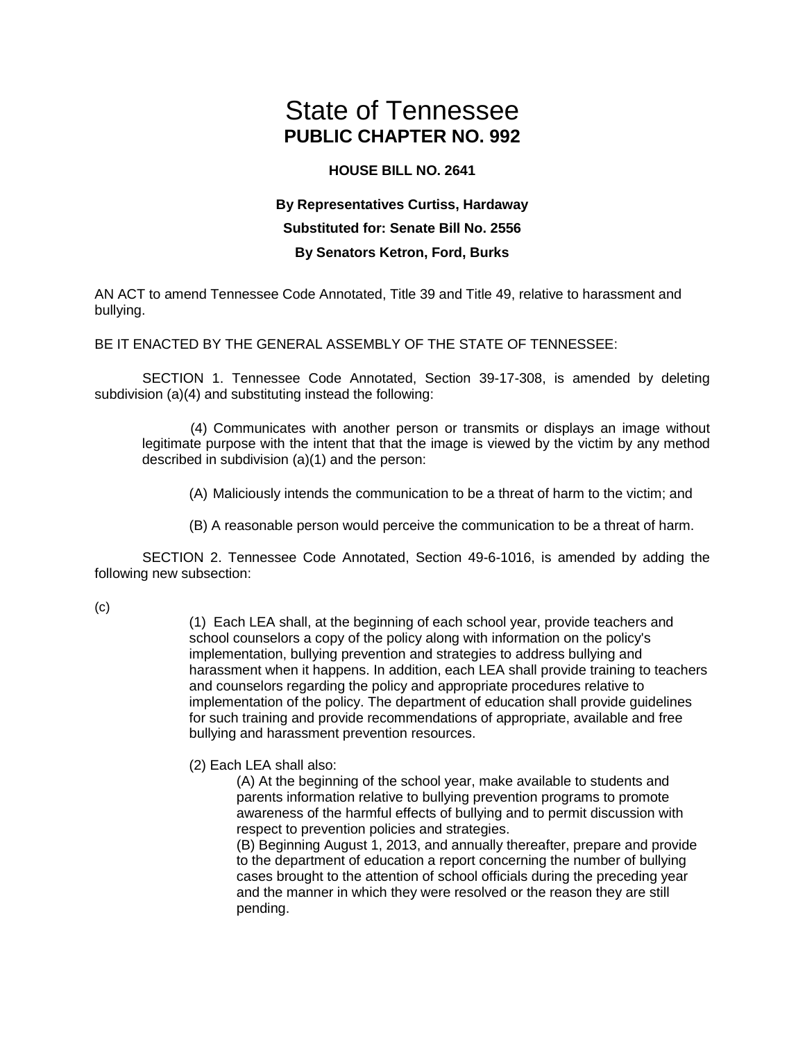# State of Tennessee

## PUBLIC CHAPTER NO. 992

**HOUSE BILL NO. 2641**

**By Representatives Curtiss, Hardaway**

**Substituted for: Senate Bill No. 2556**

**By Senators Ketron, Ford, Burks**

AN ACT to amend Tennessee Code Annotated, Title 39 and Title 49, relative to harassment and bullying.

BE IT ENACTED BY THE GENERAL ASSEMBLY OF THE STATE OF TENNESSEE:

SECTION 1. Tennessee Code Annotated, Section 39-17-308, is amended by deleting subdivision (a)(4) and substituting instead the following:

> (4) Communicates with another person or transmits or displays an image without legitimate purpose with the intent that that the image is viewed by the victim by any method described in subdivision (a)(1) and the person:
>
> (A) Maliciously intends the communication to be a threat of harm to the victim; and
>
> (B) A reasonable person would perceive the communication to be a threat of harm.

SECTION 2. Tennessee Code Annotated, Section 49-6-1016, is amended by adding the following new subsection:

(c)

> (1) Each LEA shall, at the beginning of each school year, provide teachers and school counselors a copy of the policy along with information on the policy's implementation, bullying prevention and strategies to address bullying and harassment when it happens. In addition, each LEA shall provide training to teachers and counselors regarding the policy and appropriate procedures relative to implementation of the policy. The department of education shall provide guidelines for such training and provide recommendations of appropriate, available and free bullying and harassment prevention resources.
>
> (2) Each LEA shall also:
>
> (A) At the beginning of the school year, make available to students and parents information relative to bullying prevention programs to promote awareness of the harmful effects of bullying and to permit discussion with respect to prevention policies and strategies.
>
> (B) Beginning August 1, 2013, and annually thereafter, prepare and provide to the department of education a report concerning the number of bullying cases brought to the attention of school officials during the preceding year and the manner in which they were resolved or the reason they are still pending.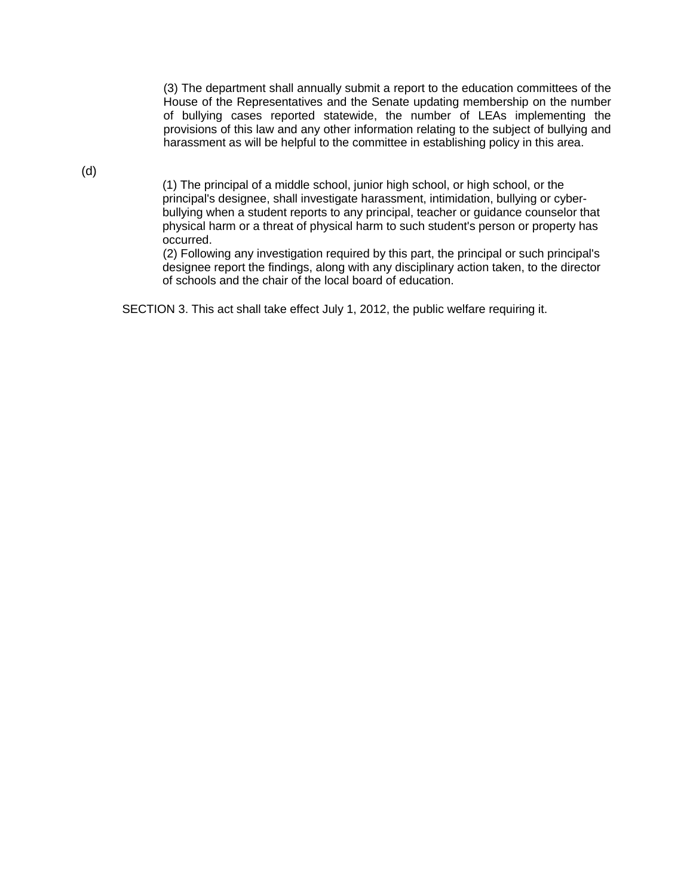(3) The department shall annually submit a report to the education committees of the House of the Representatives and the Senate updating membership on the number of bullying cases reported statewide, the number of LEAs implementing the provisions of this law and any other information relating to the subject of bullying and harassment as will be helpful to the committee in establishing policy in this area.

(d)

(1) The principal of a middle school, junior high school, or high school, or the principal's designee, shall investigate harassment, intimidation, bullying or cyber-bullying when a student reports to any principal, teacher or guidance counselor that physical harm or a threat of physical harm to such student's person or property has occurred.

(2) Following any investigation required by this part, the principal or such principal's designee report the findings, along with any disciplinary action taken, to the director of schools and the chair of the local board of education.

SECTION 3. This act shall take effect July 1, 2012, the public welfare requiring it.